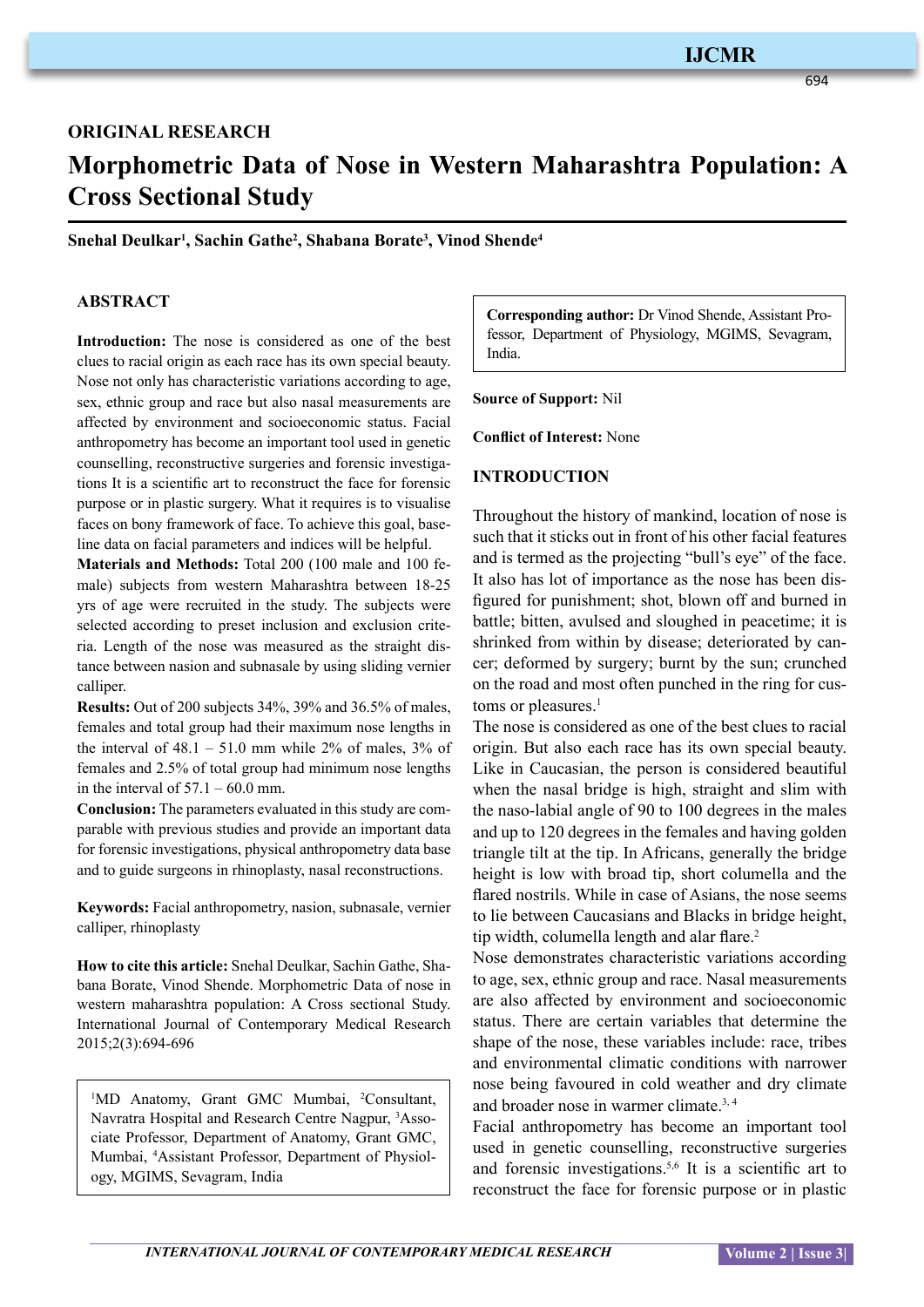ORIGINAL RESEARCH

# Morphometric Data of Nose in Western Maharashtra Population: A Cross Sectional Study

**Snehal Deulkar[1], Sachin Gathe[2], Shabana Borate[3], Vinod Shende[4]**

## ABSTRACT

**Introduction:** The nose is considered as one of the best clues to racial origin as each race has its own special beauty. Nose not only has characteristic variations according to age, sex, ethnic group and race but also nasal measurements are affected by environment and socioeconomic status. Facial anthropometry has become an important tool used in genetic counselling, reconstructive surgeries and forensic investigations It is a scientific art to reconstruct the face for forensic purpose or in plastic surgery. What it requires is to visualise faces on bony framework of face. To achieve this goal, baseline data on facial parameters and indices will be helpful.

**Materials and Methods:** Total 200 (100 male and 100 female) subjects from western Maharashtra between 18-25 yrs of age were recruited in the study. The subjects were selected according to preset inclusion and exclusion criteria. Length of the nose was measured as the straight distance between nasion and subnasale by using sliding vernier calliper.

**Results:** Out of 200 subjects 34%, 39% and 36.5% of males, females and total group had their maximum nose lengths in the interval of 48.1 – 51.0 mm while 2% of males, 3% of females and 2.5% of total group had minimum nose lengths in the interval of 57.1 – 60.0 mm.

**Conclusion:** The parameters evaluated in this study are comparable with previous studies and provide an important data for forensic investigations, physical anthropometry data base and to guide surgeons in rhinoplasty, nasal reconstructions.

**Keywords:** Facial anthropometry, nasion, subnasale, vernier calliper, rhinoplasty

**How to cite this article:** Snehal Deulkar, Sachin Gathe, Shabana Borate, Vinod Shende. Morphometric Data of nose in western maharashtra population: A Cross sectional Study. International Journal of Contemporary Medical Research 2015;2(3):694-696

[1]MD Anatomy, Grant GMC Mumbai, [2]Consultant, Navratra Hospital and Research Centre Nagpur, [3]Associate Professor, Department of Anatomy, Grant GMC, Mumbai, [4]Assistant Professor, Department of Physiology, MGIMS, Sevagram, India

**Corresponding author:** Dr Vinod Shende, Assistant Professor, Department of Physiology, MGIMS, Sevagram, India.

**Source of Support:** Nil

**Conflict of Interest:** None

## INTRODUCTION

Throughout the history of mankind, location of nose is such that it sticks out in front of his other facial features and is termed as the projecting "bull's eye" of the face. It also has lot of importance as the nose has been disfigured for punishment; shot, blown off and burned in battle; bitten, avulsed and sloughed in peacetime; it is shrinked from within by disease; deteriorated by cancer; deformed by surgery; burnt by the sun; crunched on the road and most often punched in the ring for customs or pleasures.[1]

The nose is considered as one of the best clues to racial origin. But also each race has its own special beauty. Like in Caucasian, the person is considered beautiful when the nasal bridge is high, straight and slim with the naso-labial angle of 90 to 100 degrees in the males and up to 120 degrees in the females and having golden triangle tilt at the tip. In Africans, generally the bridge height is low with broad tip, short columella and the flared nostrils. While in case of Asians, the nose seems to lie between Caucasians and Blacks in bridge height, tip width, columella length and alar flare.[2]

Nose demonstrates characteristic variations according to age, sex, ethnic group and race. Nasal measurements are also affected by environment and socioeconomic status. There are certain variables that determine the shape of the nose, these variables include: race, tribes and environmental climatic conditions with narrower nose being favoured in cold weather and dry climate and broader nose in warmer climate.[3,4]

Facial anthropometry has become an important tool used in genetic counselling, reconstructive surgeries and forensic investigations.[5,6] It is a scientific art to reconstruct the face for forensic purpose or in plastic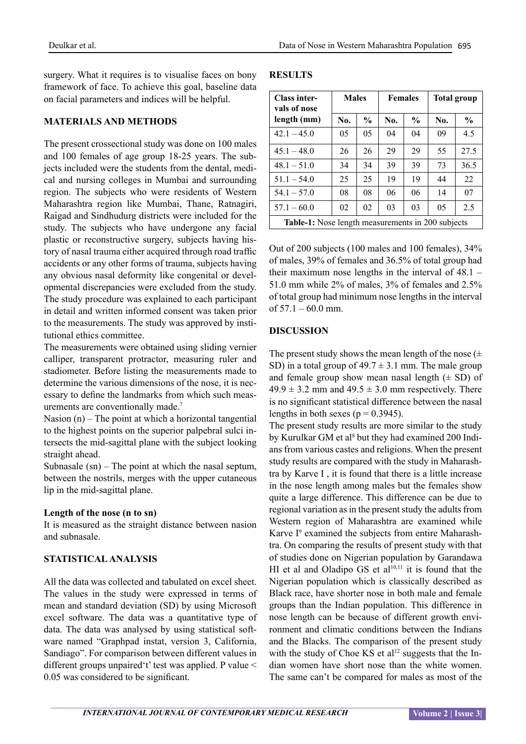surgery. What it requires is to visualise faces on bony framework of face. To achieve this goal, baseline data on facial parameters and indices will be helpful.

## MATERIALS AND METHODS

The present crossectional study was done on 100 males and 100 females of age group 18-25 years. The subjects included were the students from the dental, medical and nursing colleges in Mumbai and surrounding region. The subjects who were residents of Western Maharashtra region like Mumbai, Thane, Ratnagiri, Raigad and Sindhudurg districts were included for the study. The subjects who have undergone any facial plastic or reconstructive surgery, subjects having history of nasal trauma either acquired through road traffic accidents or any other forms of trauma, subjects having any obvious nasal deformity like congenital or developmental discrepancies were excluded from the study. The study procedure was explained to each participant in detail and written informed consent was taken prior to the measurements. The study was approved by institutional ethics committee.

The measurements were obtained using sliding vernier calliper, transparent protractor, measuring ruler and stadiometer. Before listing the measurements made to determine the various dimensions of the nose, it is necessary to define the landmarks from which such measurements are conventionally made.[7]

Nasion (n) – The point at which a horizontal tangential to the highest points on the superior palpebral sulci intersects the mid-sagittal plane with the subject looking straight ahead.

Subnasale (sn) – The point at which the nasal septum, between the nostrils, merges with the upper cutaneous lip in the mid-sagittal plane.

**Length of the nose (n to sn)**

It is measured as the straight distance between nasion and subnasale.

## STATISTICAL ANALYSIS

All the data was collected and tabulated on excel sheet. The values in the study were expressed in terms of mean and standard deviation (SD) by using Microsoft excel software. The data was a quantitative type of data. The data was analysed by using statistical software named "Graphpad instat, version 3, California, Sandiago". For comparison between different values in different groups unpaired't' test was applied. P value < 0.05 was considered to be significant.

## RESULTS

| Class intervals of nose length (mm) | Males | | Females | | Total group | |
|---|---|---|---|---|---|---|
| | No. | % | No. | % | No. | % |
| 42.1 – 45.0 | 05 | 05 | 04 | 04 | 09 | 4.5 |
| 45.1 – 48.0 | 26 | 26 | 29 | 29 | 55 | 27.5 |
| 48.1 – 51.0 | 34 | 34 | 39 | 39 | 73 | 36.5 |
| 51.1 – 54.0 | 25 | 25 | 19 | 19 | 44 | 22 |
| 54.1 – 57.0 | 08 | 08 | 06 | 06 | 14 | 07 |
| 57.1 – 60.0 | 02 | 02 | 03 | 03 | 05 | 2.5 |

**Table-1:** Nose length measurements in 200 subjects

Out of 200 subjects (100 males and 100 females), 34% of males, 39% of females and 36.5% of total group had their maximum nose lengths in the interval of 48.1 – 51.0 mm while 2% of males, 3% of females and 2.5% of total group had minimum nose lengths in the interval of 57.1 – 60.0 mm.

## DISCUSSION

The present study shows the mean length of the nose (± SD) in a total group of 49.7 ± 3.1 mm. The male group and female group show mean nasal length (± SD) of 49.9 ± 3.2 mm and 49.5 ± 3.0 mm respectively. There is no significant statistical difference between the nasal lengths in both sexes (p = 0.3945).

The present study results are more similar to the study by Kurulkar GM et al[8] but they had examined 200 Indians from various castes and religions. When the present study results are compared with the study in Maharashtra by Karve I , it is found that there is a little increase in the nose length among males but the females show quite a large difference. This difference can be due to regional variation as in the present study the adults from Western region of Maharashtra are examined while Karve I[9] examined the subjects from entire Maharashtra. On comparing the results of present study with that of studies done on Nigerian population by Garandawa HI et al and Oladipo GS et al[10,11] it is found that the Nigerian population which is classically described as Black race, have shorter nose in both male and female groups than the Indian population. This difference in nose length can be because of different growth environment and climatic conditions between the Indians and the Blacks. The comparison of the present study with the study of Choe KS et al[12] suggests that the Indian women have short nose than the white women. The same can't be compared for males as most of the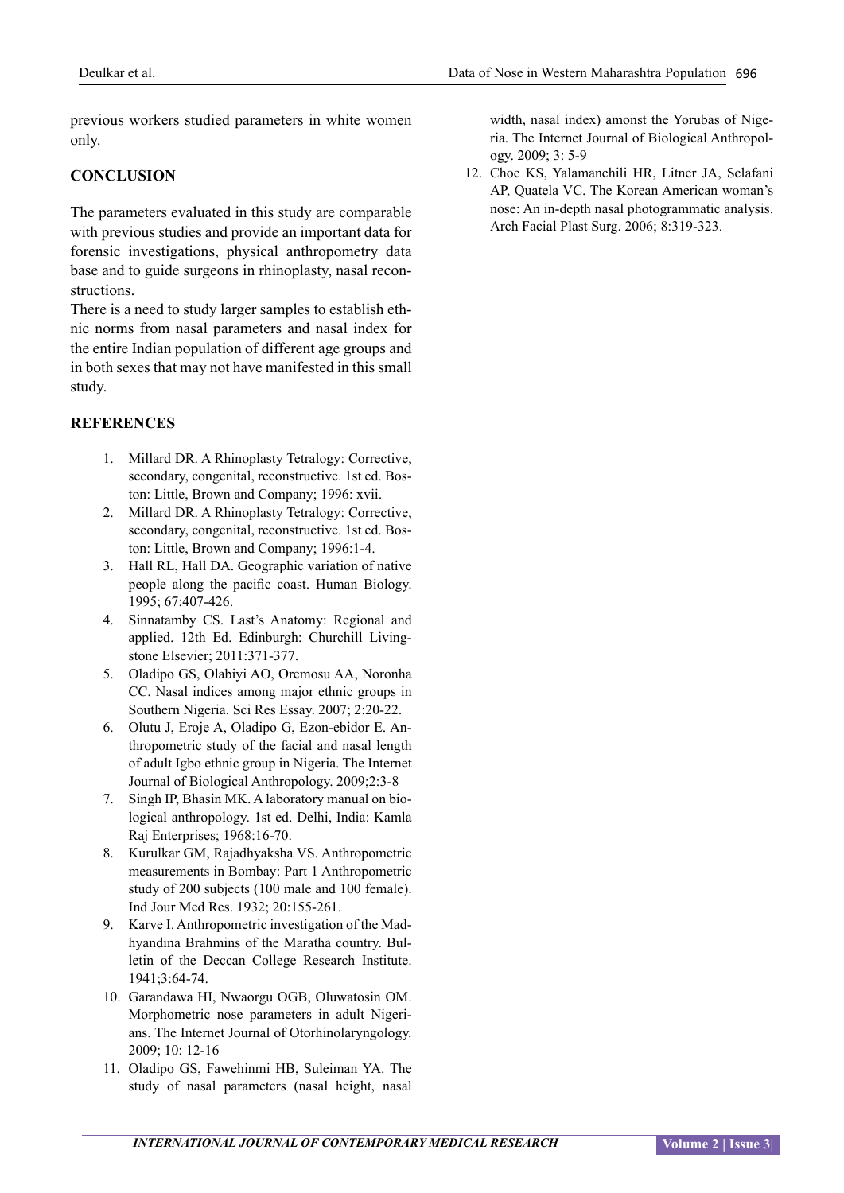previous workers studied parameters in white women only.

## CONCLUSION

The parameters evaluated in this study are comparable with previous studies and provide an important data for forensic investigations, physical anthropometry data base and to guide surgeons in rhinoplasty, nasal reconstructions.

There is a need to study larger samples to establish ethnic norms from nasal parameters and nasal index for the entire Indian population of different age groups and in both sexes that may not have manifested in this small study.

## REFERENCES

1. Millard DR. A Rhinoplasty Tetralogy: Corrective, secondary, congenital, reconstructive. 1st ed. Boston: Little, Brown and Company; 1996: xvii.
2. Millard DR. A Rhinoplasty Tetralogy: Corrective, secondary, congenital, reconstructive. 1st ed. Boston: Little, Brown and Company; 1996:1-4.
3. Hall RL, Hall DA. Geographic variation of native people along the pacific coast. Human Biology. 1995; 67:407-426.
4. Sinnatamby CS. Last's Anatomy: Regional and applied. 12th Ed. Edinburgh: Churchill Livingstone Elsevier; 2011:371-377.
5. Oladipo GS, Olabiyi AO, Oremosu AA, Noronha CC. Nasal indices among major ethnic groups in Southern Nigeria. Sci Res Essay. 2007; 2:20-22.
6. Olutu J, Eroje A, Oladipo G, Ezon-ebidor E. Anthropometric study of the facial and nasal length of adult Igbo ethnic group in Nigeria. The Internet Journal of Biological Anthropology. 2009;2:3-8
7. Singh IP, Bhasin MK. A laboratory manual on biological anthropology. 1st ed. Delhi, India: Kamla Raj Enterprises; 1968:16-70.
8. Kurulkar GM, Rajadhyaksha VS. Anthropometric measurements in Bombay: Part 1 Anthropometric study of 200 subjects (100 male and 100 female). Ind Jour Med Res. 1932; 20:155-261.
9. Karve I. Anthropometric investigation of the Madhyandina Brahmins of the Maratha country. Bulletin of the Deccan College Research Institute. 1941;3:64-74.
10. Garandawa HI, Nwaorgu OGB, Oluwatosin OM. Morphometric nose parameters in adult Nigerians. The Internet Journal of Otorhinolaryngology. 2009; 10: 12-16
11. Oladipo GS, Fawehinmi HB, Suleiman YA. The study of nasal parameters (nasal height, nasal width, nasal index) amonst the Yorubas of Nigeria. The Internet Journal of Biological Anthropology. 2009; 3: 5-9
12. Choe KS, Yalamanchili HR, Litner JA, Sclafani AP, Quatela VC. The Korean American woman's nose: An in-depth nasal photogrammatic analysis. Arch Facial Plast Surg. 2006; 8:319-323.